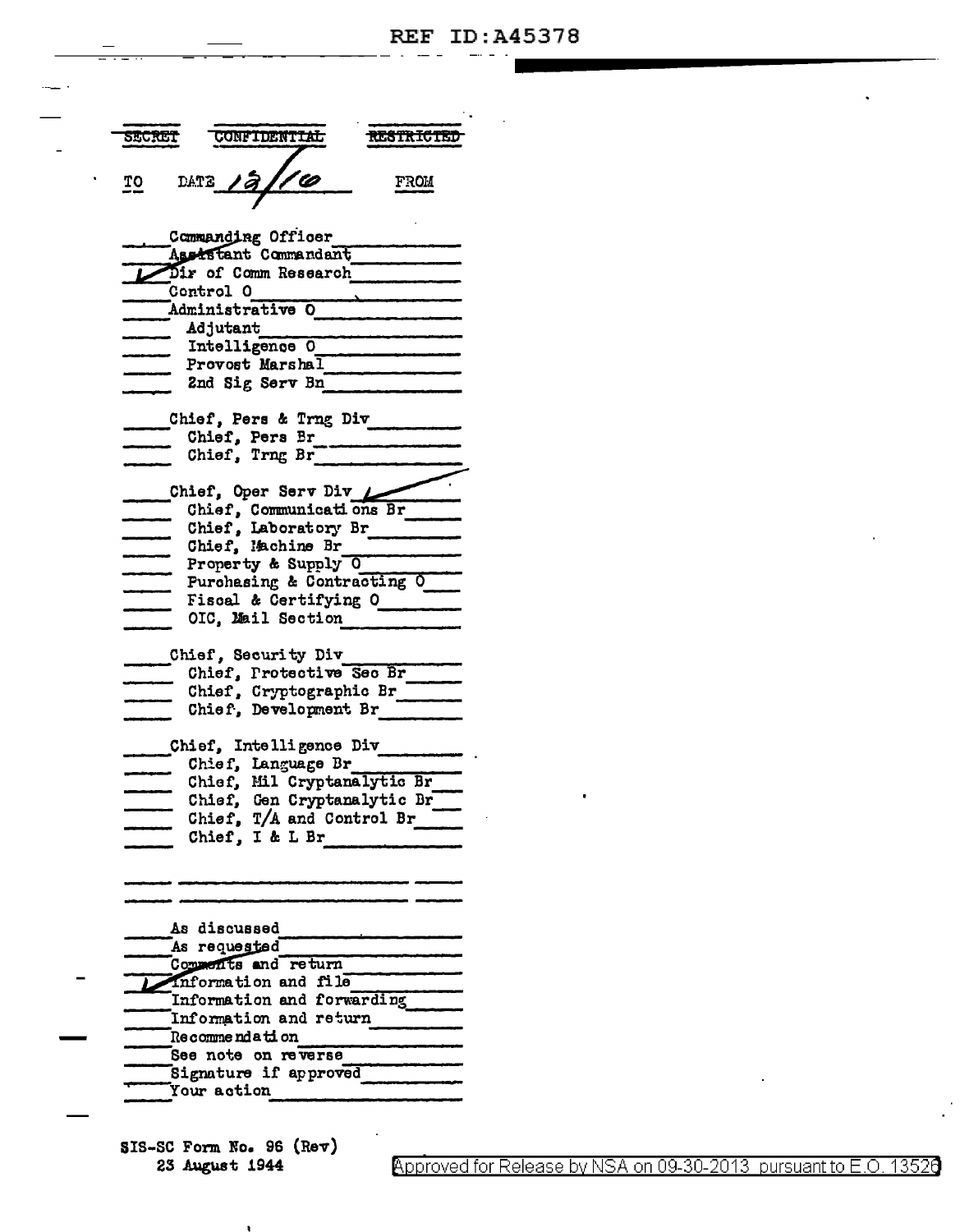REF ID:A45378

~~SECRET~~ ~~CONFIDENTIAL~~ ~~RESTRICTED~~

TO DATE 12/1/46 FROM

- Commanding Officer
- Assistant Commandant
- ✓ Dir of Comm Research
- Control O
- Administrative O
  - Adjutant
  - Intelligence O
  - Provost Marshal
  - 2nd Sig Serv Bn
- Chief, Pers & Trng Div
  - Chief, Pers Br
  - Chief, Trng Br
- Chief, Oper Serv Div ✓
  - Chief, Communications Br
  - Chief, Laboratory Br
  - Chief, Machine Br
  - Property & Supply O
  - Purchasing & Contracting O
  - Fiscal & Certifying O
  - OIC, Mail Section
- Chief, Security Div
  - Chief, Protective Sec Br
  - Chief, Cryptographic Br
  - Chief, Development Br
- Chief, Intelligence Div
  - Chief, Language Br
  - Chief, Mil Cryptanalytic Br
  - Chief, Gen Cryptanalytic Br
  - Chief, T/A and Control Br
  - Chief, I & L Br

- As discussed
- As requested
- Comments and return
- ✓ Information and file
- Information and forwarding
- Information and return
- Recommendation
- See note on reverse
- Signature if approved
- Your action

SIS-SC Form No. 96 (Rev)
23 August 1944

Approved for Release by NSA on 09-30-2013 pursuant to E.O. 13526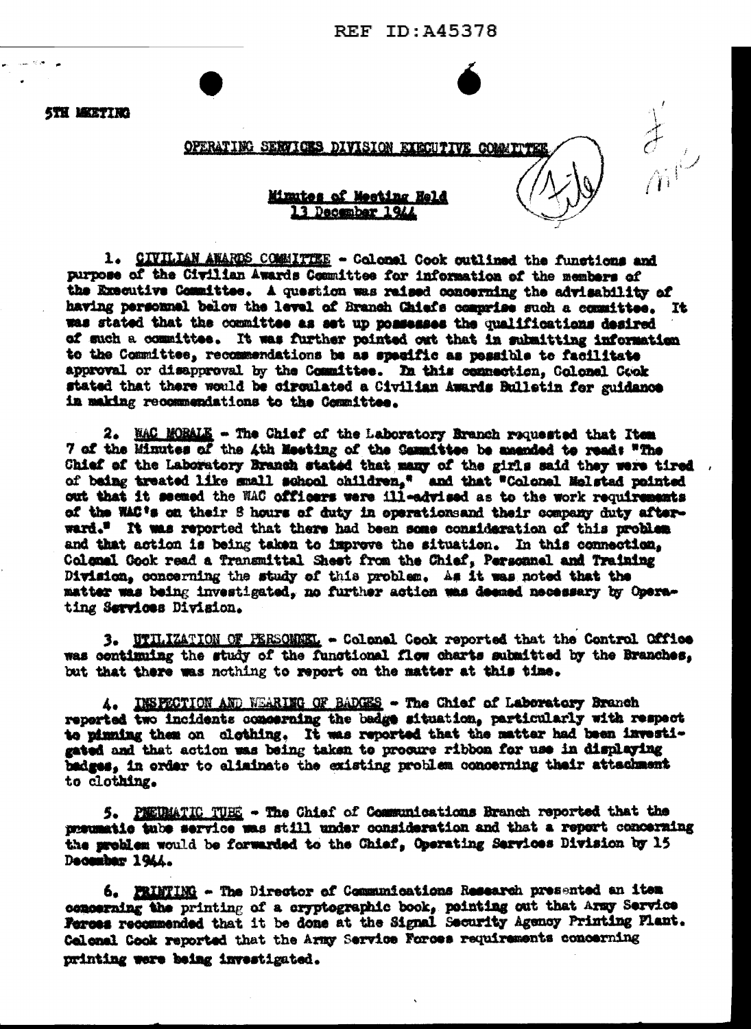REF ID:A45378

5TH MEETING

OPERATING SERVICES DIVISION EXECUTIVE COMMITTEE

Minutes of Meeting Held
13 December 1944

1. CIVILIAN AWARDS COMMITTEE - Colonel Cook outlined the functions and purpose of the Civilian Awards Committee for information of the members of the Executive Committee. A question was raised concerning the advisability of having personnel below the level of Branch Chiefs comprise such a committee. It was stated that the committee as set up possesses the qualifications desired of such a committee. It was further pointed out that in submitting information to the Committee, recommendations be as specific as possible to facilitate approval or disapproval by the Committee. In this connection, Colonel Cook stated that there would be circulated a Civilian Awards Bulletin for guidance in making recommendations to the Committee.

2. WAC MORALE - The Chief of the Laboratory Branch requested that Item 7 of the Minutes of the 4th Meeting of the Committee be amended to read: "The Chief of the Laboratory Branch stated that many of the girls said they were tired of being treated like small school children," and that "Colonel Melstad pointed out that it seemed the WAC officers were ill-advised as to the work requirements of the WAC's on their 8 hours of duty in operationsand their company duty afterward." It was reported that there had been some consideration of this problem and that action is being taken to improve the situation. In this connection, Colonel Cook read a Transmittal Sheet from the Chief, Personnel and Training Division, concerning the study of this problem. As it was noted that the matter was being investigated, no further action was deemed necessary by Operating Services Division.

3. UTILIZATION OF PERSONNEL - Colonel Cook reported that the Control Office was continuing the study of the functional flow charts submitted by the Branches, but that there was nothing to report on the matter at this time.

4. INSPECTION AND WEARING OF BADGES - The Chief of Laboratory Branch reported two incidents concerning the badge situation, particularly with respect to pinning them on clothing. It was reported that the matter had been investigated and that action was being taken to procure ribbon for use in displaying badges, in order to eliminate the existing problem concerning their attachment to clothing.

5. PNEUMATIC TUBE - The Chief of Communications Branch reported that the pneumatic tube service was still under consideration and that a report concerning the problem would be forwarded to the Chief, Operating Services Division by 15 December 1944.

6. PRINTING - The Director of Communications Research presented an item concerning the printing of a cryptographic book, pointing out that Army Service Forces recommended that it be done at the Signal Security Agency Printing Plant. Colonel Cook reported that the Army Service Forces requirements concerning printing were being investigated.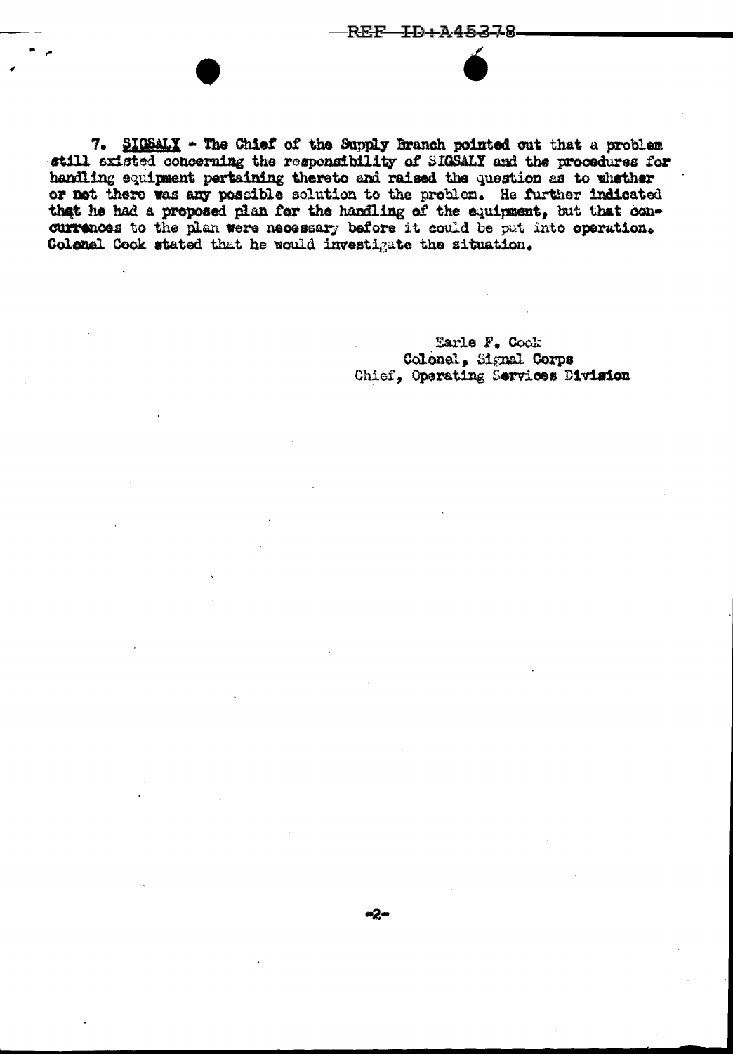7. SIGSALY - The Chief of the Supply Branch pointed out that a problem still existed concerning the responsibility of SIGSALY and the procedures for handling equipment pertaining thereto and raised the question as to whether or not there was any possible solution to the problem. He further indicated that he had a proposed plan for the handling of the equipment, but that concurrences to the plan were necessary before it could be put into operation. Colonel Cook stated that he would investigate the situation.

Earle F. Cook
Colonel, Signal Corps
Chief, Operating Services Division